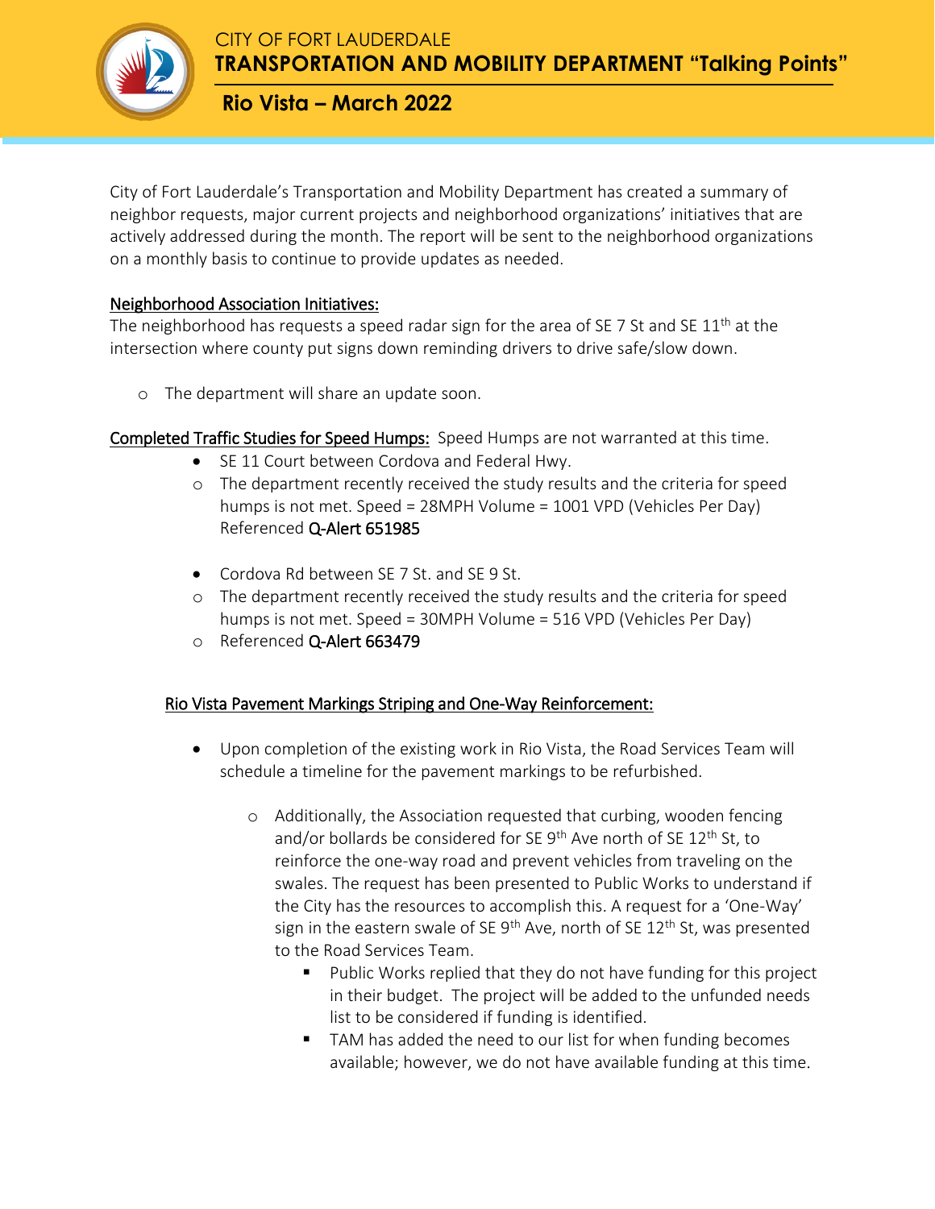CITY OF FORT LAUDERDALE

# TRANSPORTATION AND MOBILITY DEPARTMENT "Talking Points"

## Rio Vista – March 2022

City of Fort Lauderdale's Transportation and Mobility Department has created a summary of neighbor requests, major current projects and neighborhood organizations' initiatives that are actively addressed during the month. The report will be sent to the neighborhood organizations on a monthly basis to continue to provide updates as needed.

Neighborhood Association Initiatives:

The neighborhood has requests a speed radar sign for the area of SE 7 St and SE 11th at the intersection where county put signs down reminding drivers to drive safe/slow down.

- The department will share an update soon.

Completed Traffic Studies for Speed Humps: Speed Humps are not warranted at this time.

- SE 11 Court between Cordova and Federal Hwy.
  - The department recently received the study results and the criteria for speed humps is not met. Speed = 28MPH Volume = 1001 VPD (Vehicles Per Day) Referenced **Q-Alert 651985**

- Cordova Rd between SE 7 St. and SE 9 St.
  - The department recently received the study results and the criteria for speed humps is not met. Speed = 30MPH Volume = 516 VPD (Vehicles Per Day)
  - Referenced **Q-Alert 663479**

Rio Vista Pavement Markings Striping and One-Way Reinforcement:

- Upon completion of the existing work in Rio Vista, the Road Services Team will schedule a timeline for the pavement markings to be refurbished.
  - Additionally, the Association requested that curbing, wooden fencing and/or bollards be considered for SE 9th Ave north of SE 12th St, to reinforce the one-way road and prevent vehicles from traveling on the swales. The request has been presented to Public Works to understand if the City has the resources to accomplish this. A request for a 'One-Way' sign in the eastern swale of SE 9th Ave, north of SE 12th St, was presented to the Road Services Team.
    - Public Works replied that they do not have funding for this project in their budget. The project will be added to the unfunded needs list to be considered if funding is identified.
    - TAM has added the need to our list for when funding becomes available; however, we do not have available funding at this time.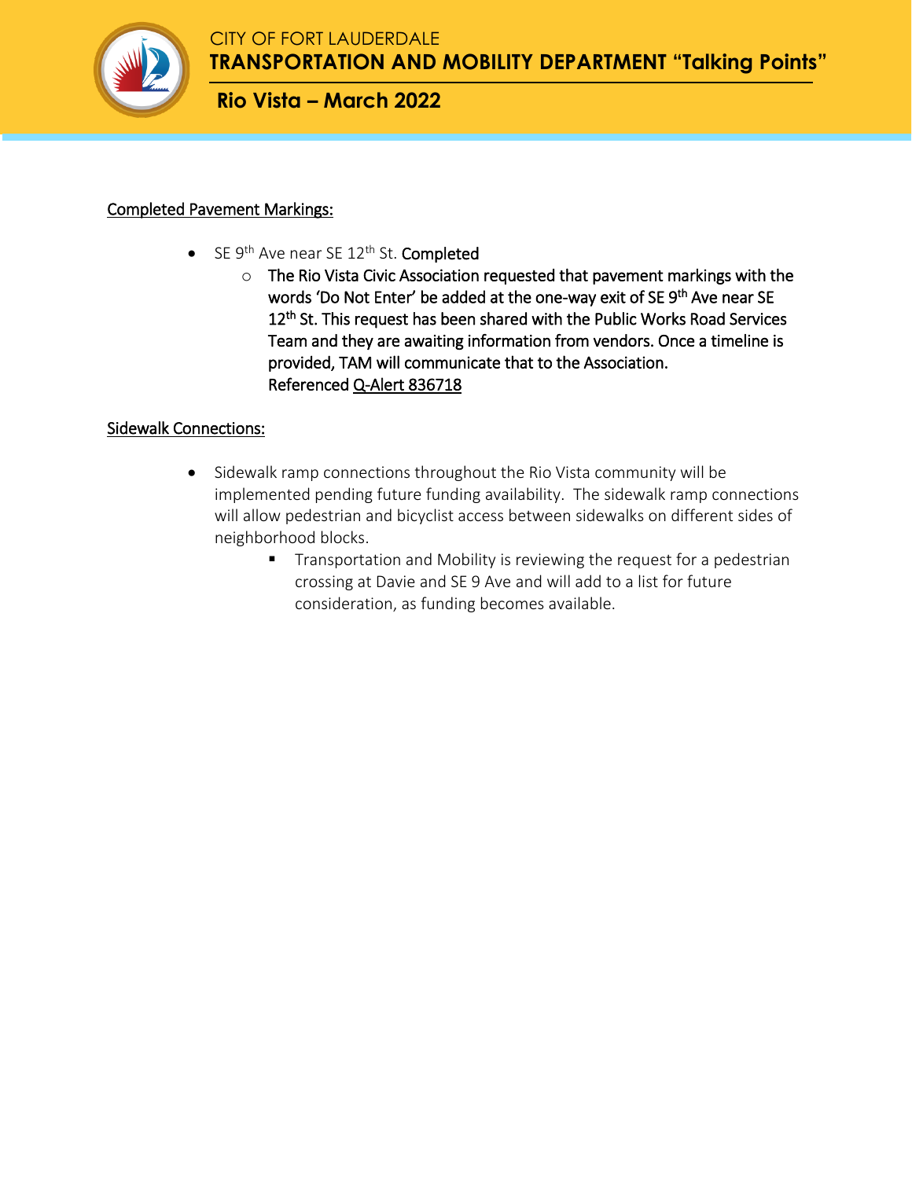CITY OF FORT LAUDERDALE
**TRANSPORTATION AND MOBILITY DEPARTMENT "Talking Points"**

## Rio Vista – March 2022

Completed Pavement Markings:

- SE 9th Ave near SE 12th St. **Completed**
    - The Rio Vista Civic Association requested that pavement markings with the words 'Do Not Enter' be added at the one-way exit of SE 9th Ave near SE 12th St. This request has been shared with the Public Works Road Services Team and they are awaiting information from vendors. Once a timeline is provided, TAM will communicate that to the Association. Referenced Q-Alert 836718

Sidewalk Connections:

- Sidewalk ramp connections throughout the Rio Vista community will be implemented pending future funding availability. The sidewalk ramp connections will allow pedestrian and bicyclist access between sidewalks on different sides of neighborhood blocks.
    - Transportation and Mobility is reviewing the request for a pedestrian crossing at Davie and SE 9 Ave and will add to a list for future consideration, as funding becomes available.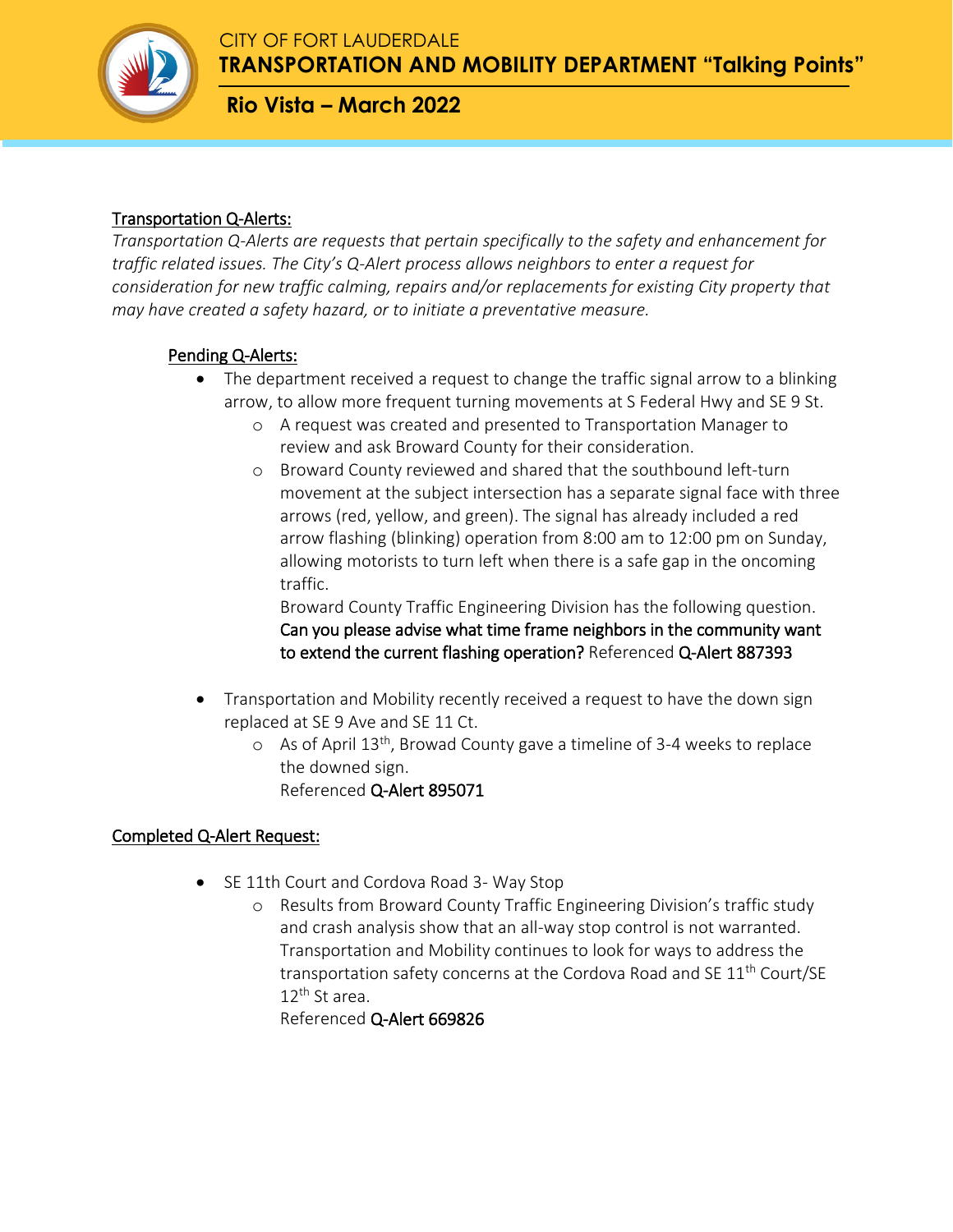CITY OF FORT LAUDERDALE
**TRANSPORTATION AND MOBILITY DEPARTMENT "Talking Points"**

## Rio Vista – March 2022

### Transportation Q-Alerts:

*Transportation Q-Alerts are requests that pertain specifically to the safety and enhancement for traffic related issues. The City's Q-Alert process allows neighbors to enter a request for consideration for new traffic calming, repairs and/or replacements for existing City property that may have created a safety hazard, or to initiate a preventative measure.*

#### Pending Q-Alerts:

- The department received a request to change the traffic signal arrow to a blinking arrow, to allow more frequent turning movements at S Federal Hwy and SE 9 St.
  - A request was created and presented to Transportation Manager to review and ask Broward County for their consideration.
  - Broward County reviewed and shared that the southbound left-turn movement at the subject intersection has a separate signal face with three arrows (red, yellow, and green). The signal has already included a red arrow flashing (blinking) operation from 8:00 am to 12:00 pm on Sunday, allowing motorists to turn left when there is a safe gap in the oncoming traffic.
    Broward County Traffic Engineering Division has the following question. **Can you please advise what time frame neighbors in the community want to extend the current flashing operation?** Referenced **Q-Alert 887393**

- Transportation and Mobility recently received a request to have the down sign replaced at SE 9 Ave and SE 11 Ct.
  - As of April 13th, Browad County gave a timeline of 3-4 weeks to replace the downed sign.
    Referenced **Q-Alert 895071**

### Completed Q-Alert Request:

- SE 11th Court and Cordova Road 3- Way Stop
  - Results from Broward County Traffic Engineering Division's traffic study and crash analysis show that an all-way stop control is not warranted. Transportation and Mobility continues to look for ways to address the transportation safety concerns at the Cordova Road and SE 11th Court/SE 12th St area.
    Referenced **Q-Alert 669826**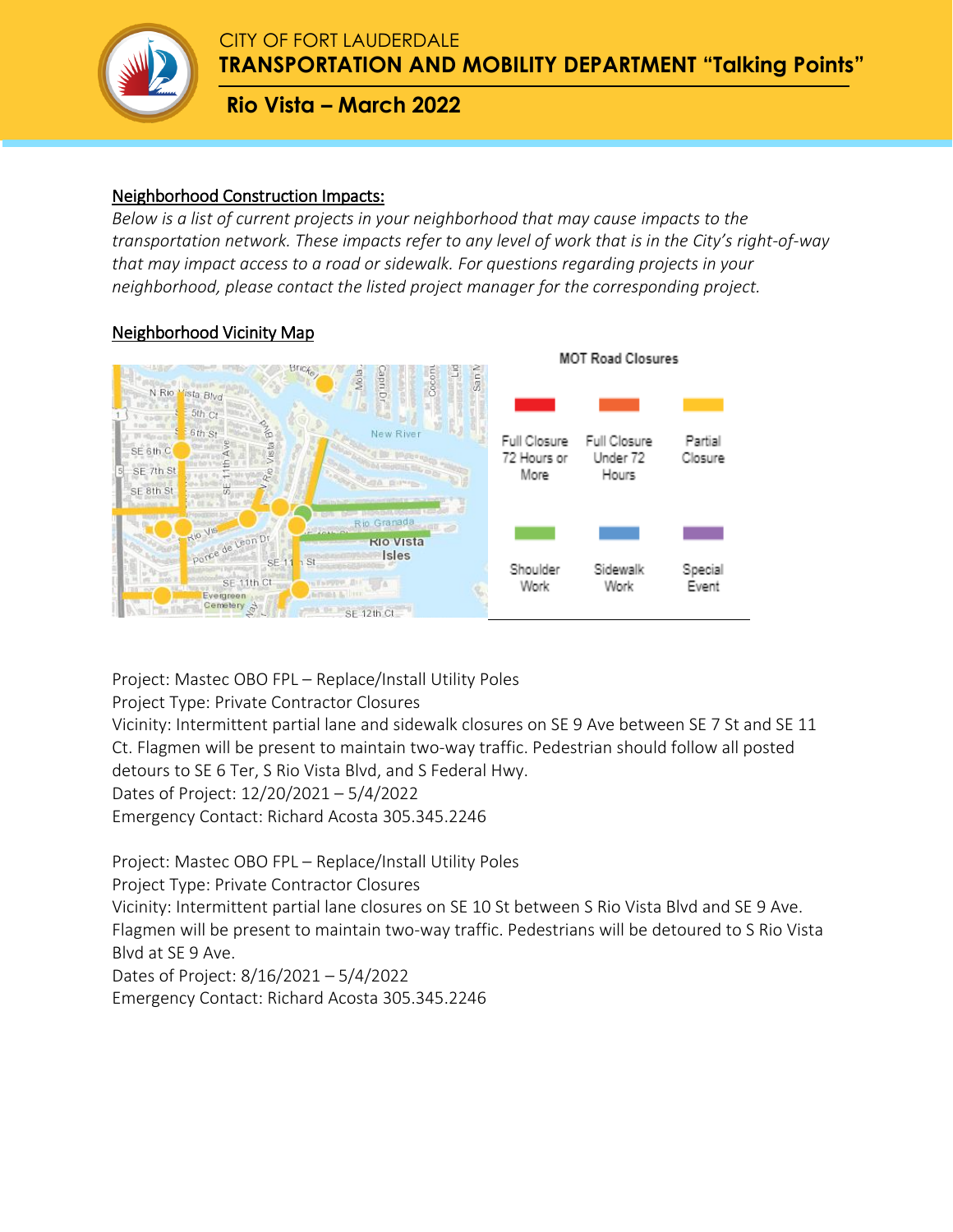CITY OF FORT LAUDERDALE

**TRANSPORTATION AND MOBILITY DEPARTMENT "Talking Points"**

## Rio Vista – March 2022

### Neighborhood Construction Impacts:

*Below is a list of current projects in your neighborhood that may cause impacts to the transportation network. These impacts refer to any level of work that is in the City's right-of-way that may impact access to a road or sidewalk. For questions regarding projects in your neighborhood, please contact the listed project manager for the corresponding project.*

### Neighborhood Vicinity Map

**MOT Road Closures**

| Full Closure 72 Hours or More | Full Closure Under 72 Hours | Partial Closure |
|---|---|---|
| **Shoulder Work** | **Sidewalk Work** | **Special Event** |

Project: Mastec OBO FPL – Replace/Install Utility Poles
Project Type: Private Contractor Closures
Vicinity: Intermittent partial lane and sidewalk closures on SE 9 Ave between SE 7 St and SE 11 Ct. Flagmen will be present to maintain two-way traffic. Pedestrian should follow all posted detours to SE 6 Ter, S Rio Vista Blvd, and S Federal Hwy.
Dates of Project: 12/20/2021 – 5/4/2022
Emergency Contact: Richard Acosta 305.345.2246

Project: Mastec OBO FPL – Replace/Install Utility Poles
Project Type: Private Contractor Closures
Vicinity: Intermittent partial lane closures on SE 10 St between S Rio Vista Blvd and SE 9 Ave. Flagmen will be present to maintain two-way traffic. Pedestrians will be detoured to S Rio Vista Blvd at SE 9 Ave.
Dates of Project: 8/16/2021 – 5/4/2022
Emergency Contact: Richard Acosta 305.345.2246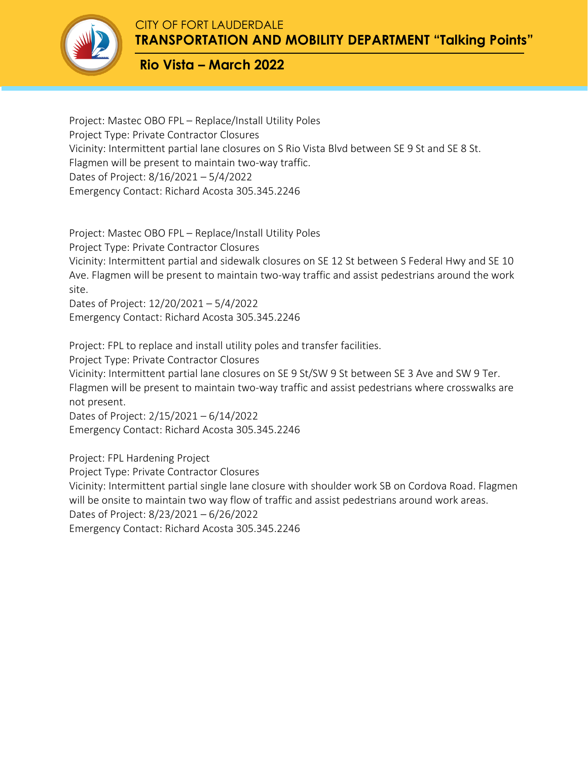CITY OF FORT LAUDERDALE
**TRANSPORTATION AND MOBILITY DEPARTMENT "Talking Points"**

## Rio Vista – March 2022

Project: Mastec OBO FPL – Replace/Install Utility Poles
Project Type: Private Contractor Closures
Vicinity: Intermittent partial lane closures on S Rio Vista Blvd between SE 9 St and SE 8 St. Flagmen will be present to maintain two-way traffic.
Dates of Project: 8/16/2021 – 5/4/2022
Emergency Contact: Richard Acosta 305.345.2246

Project: Mastec OBO FPL – Replace/Install Utility Poles
Project Type: Private Contractor Closures
Vicinity: Intermittent partial and sidewalk closures on SE 12 St between S Federal Hwy and SE 10 Ave. Flagmen will be present to maintain two-way traffic and assist pedestrians around the work site.
Dates of Project: 12/20/2021 – 5/4/2022
Emergency Contact: Richard Acosta 305.345.2246

Project: FPL to replace and install utility poles and transfer facilities.
Project Type: Private Contractor Closures
Vicinity: Intermittent partial lane closures on SE 9 St/SW 9 St between SE 3 Ave and SW 9 Ter. Flagmen will be present to maintain two-way traffic and assist pedestrians where crosswalks are not present.
Dates of Project: 2/15/2021 – 6/14/2022
Emergency Contact: Richard Acosta 305.345.2246

Project: FPL Hardening Project
Project Type: Private Contractor Closures
Vicinity: Intermittent partial single lane closure with shoulder work SB on Cordova Road. Flagmen will be onsite to maintain two way flow of traffic and assist pedestrians around work areas.
Dates of Project: 8/23/2021 – 6/26/2022
Emergency Contact: Richard Acosta 305.345.2246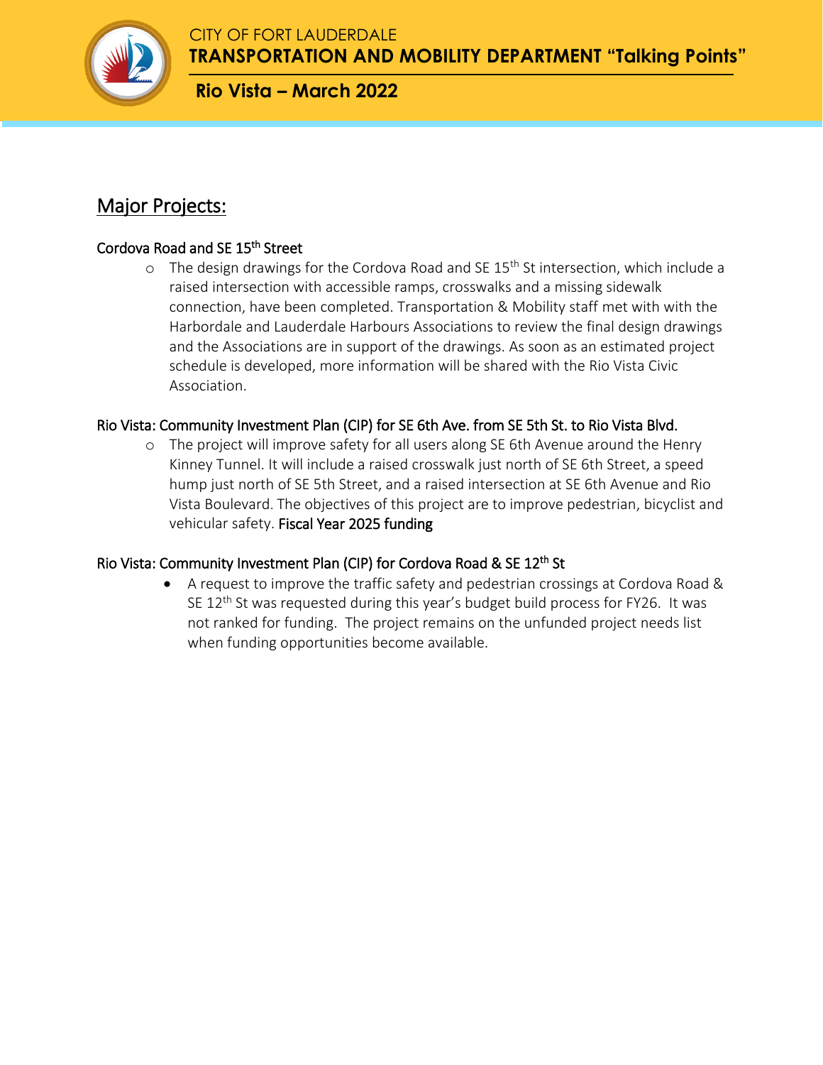# CITY OF FORT LAUDERDALE
## TRANSPORTATION AND MOBILITY DEPARTMENT "Talking Points"

## Rio Vista – March 2022

## Major Projects:

### Cordova Road and SE 15th Street

- The design drawings for the Cordova Road and SE 15th St intersection, which include a raised intersection with accessible ramps, crosswalks and a missing sidewalk connection, have been completed. Transportation & Mobility staff met with with the Harbordale and Lauderdale Harbours Associations to review the final design drawings and the Associations are in support of the drawings. As soon as an estimated project schedule is developed, more information will be shared with the Rio Vista Civic Association.

### Rio Vista: Community Investment Plan (CIP) for SE 6th Ave. from SE 5th St. to Rio Vista Blvd.

- The project will improve safety for all users along SE 6th Avenue around the Henry Kinney Tunnel. It will include a raised crosswalk just north of SE 6th Street, a speed hump just north of SE 5th Street, and a raised intersection at SE 6th Avenue and Rio Vista Boulevard. The objectives of this project are to improve pedestrian, bicyclist and vehicular safety. Fiscal Year 2025 funding

### Rio Vista: Community Investment Plan (CIP) for Cordova Road & SE 12th St

- A request to improve the traffic safety and pedestrian crossings at Cordova Road & SE 12th St was requested during this year's budget build process for FY26. It was not ranked for funding. The project remains on the unfunded project needs list when funding opportunities become available.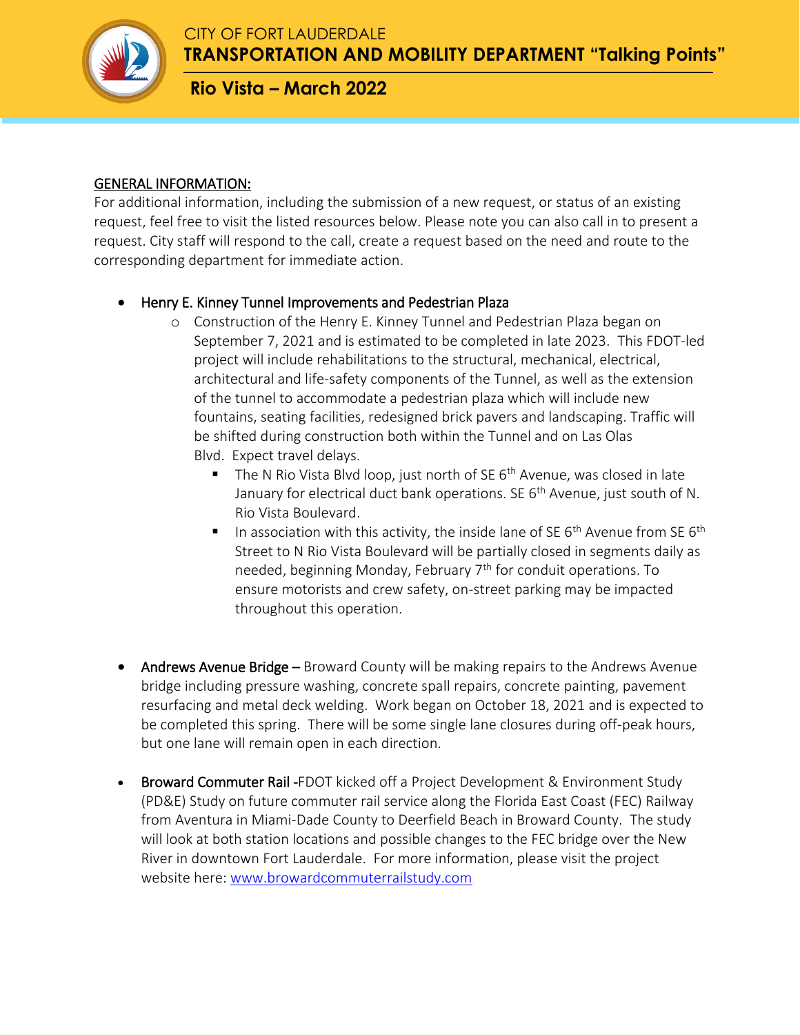CITY OF FORT LAUDERDALE

**TRANSPORTATION AND MOBILITY DEPARTMENT "Talking Points"**

**Rio Vista – March 2022**

## GENERAL INFORMATION:

For additional information, including the submission of a new request, or status of an existing request, feel free to visit the listed resources below. Please note you can also call in to present a request. City staff will respond to the call, create a request based on the need and route to the corresponding department for immediate action.

- Henry E. Kinney Tunnel Improvements and Pedestrian Plaza
  - Construction of the Henry E. Kinney Tunnel and Pedestrian Plaza began on September 7, 2021 and is estimated to be completed in late 2023. This FDOT-led project will include rehabilitations to the structural, mechanical, electrical, architectural and life-safety components of the Tunnel, as well as the extension of the tunnel to accommodate a pedestrian plaza which will include new fountains, seating facilities, redesigned brick pavers and landscaping. Traffic will be shifted during construction both within the Tunnel and on Las Olas Blvd. Expect travel delays.
    - The N Rio Vista Blvd loop, just north of SE 6th Avenue, was closed in late January for electrical duct bank operations. SE 6th Avenue, just south of N. Rio Vista Boulevard.
    - In association with this activity, the inside lane of SE 6th Avenue from SE 6th Street to N Rio Vista Boulevard will be partially closed in segments daily as needed, beginning Monday, February 7th for conduit operations. To ensure motorists and crew safety, on-street parking may be impacted throughout this operation.

- Andrews Avenue Bridge – Broward County will be making repairs to the Andrews Avenue bridge including pressure washing, concrete spall repairs, concrete painting, pavement resurfacing and metal deck welding. Work began on October 18, 2021 and is expected to be completed this spring. There will be some single lane closures during off-peak hours, but one lane will remain open in each direction.

- Broward Commuter Rail -FDOT kicked off a Project Development & Environment Study (PD&E) Study on future commuter rail service along the Florida East Coast (FEC) Railway from Aventura in Miami-Dade County to Deerfield Beach in Broward County. The study will look at both station locations and possible changes to the FEC bridge over the New River in downtown Fort Lauderdale. For more information, please visit the project website here: www.browardcommuterrailstudy.com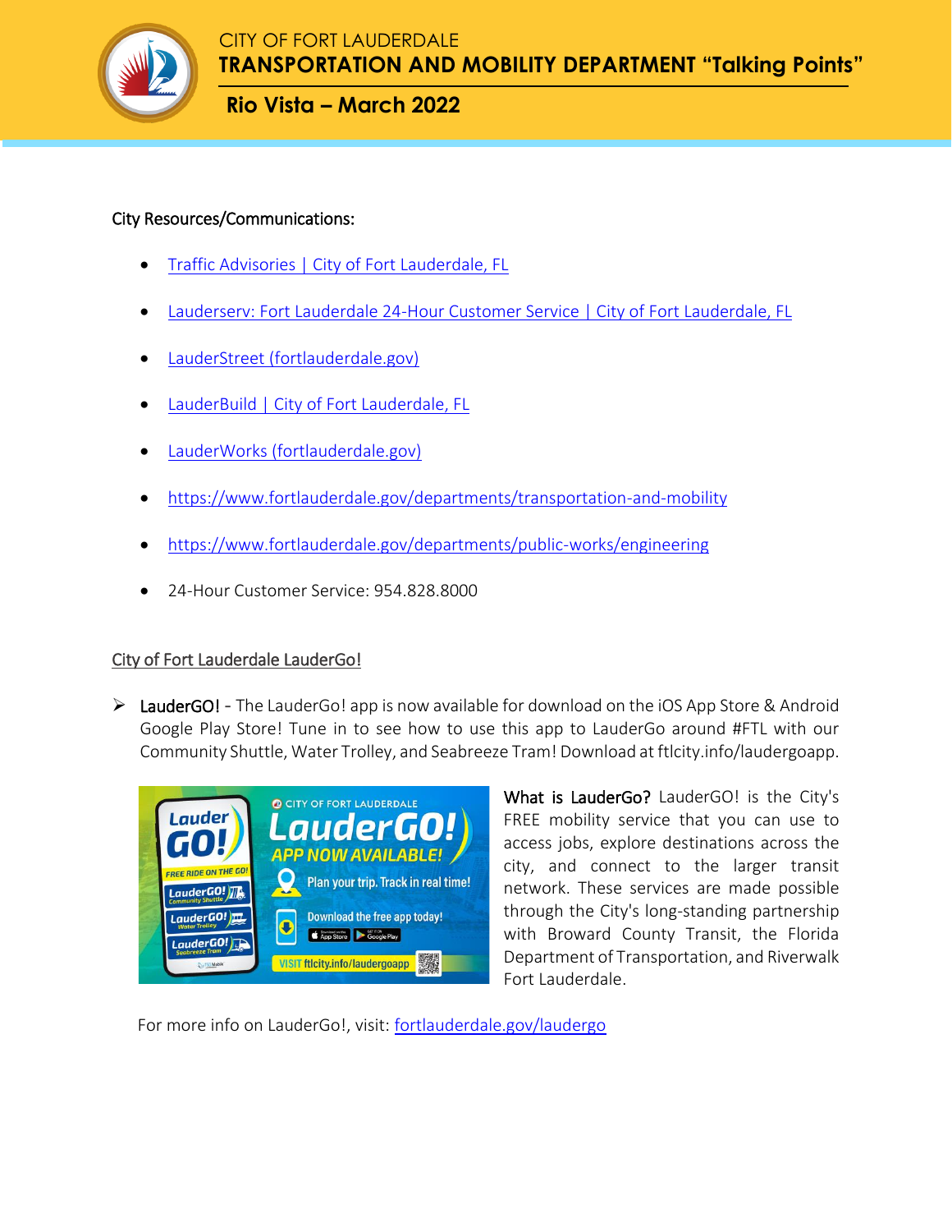# CITY OF FORT LAUDERDALE
## TRANSPORTATION AND MOBILITY DEPARTMENT "Talking Points"

## Rio Vista – March 2022

City Resources/Communications:

- [Traffic Advisories | City of Fort Lauderdale, FL]
- [Lauderserv: Fort Lauderdale 24-Hour Customer Service | City of Fort Lauderdale, FL]
- [LauderStreet (fortlauderdale.gov)]
- [LauderBuild | City of Fort Lauderdale, FL]
- [LauderWorks (fortlauderdale.gov)]
- https://www.fortlauderdale.gov/departments/transportation-and-mobility
- https://www.fortlauderdale.gov/departments/public-works/engineering
- 24-Hour Customer Service: 954.828.8000

City of Fort Lauderdale LauderGo!

- LauderGO! - The LauderGo! app is now available for download on the iOS App Store & Android Google Play Store! Tune in to see how to use this app to LauderGo around #FTL with our Community Shuttle, Water Trolley, and Seabreeze Tram! Download at ftlcity.info/laudergoapp.

What is LauderGo? LauderGO! is the City's FREE mobility service that you can use to access jobs, explore destinations across the city, and connect to the larger transit network. These services are made possible through the City's long-standing partnership with Broward County Transit, the Florida Department of Transportation, and Riverwalk Fort Lauderdale.

For more info on LauderGo!, visit: fortlauderdale.gov/laudergo